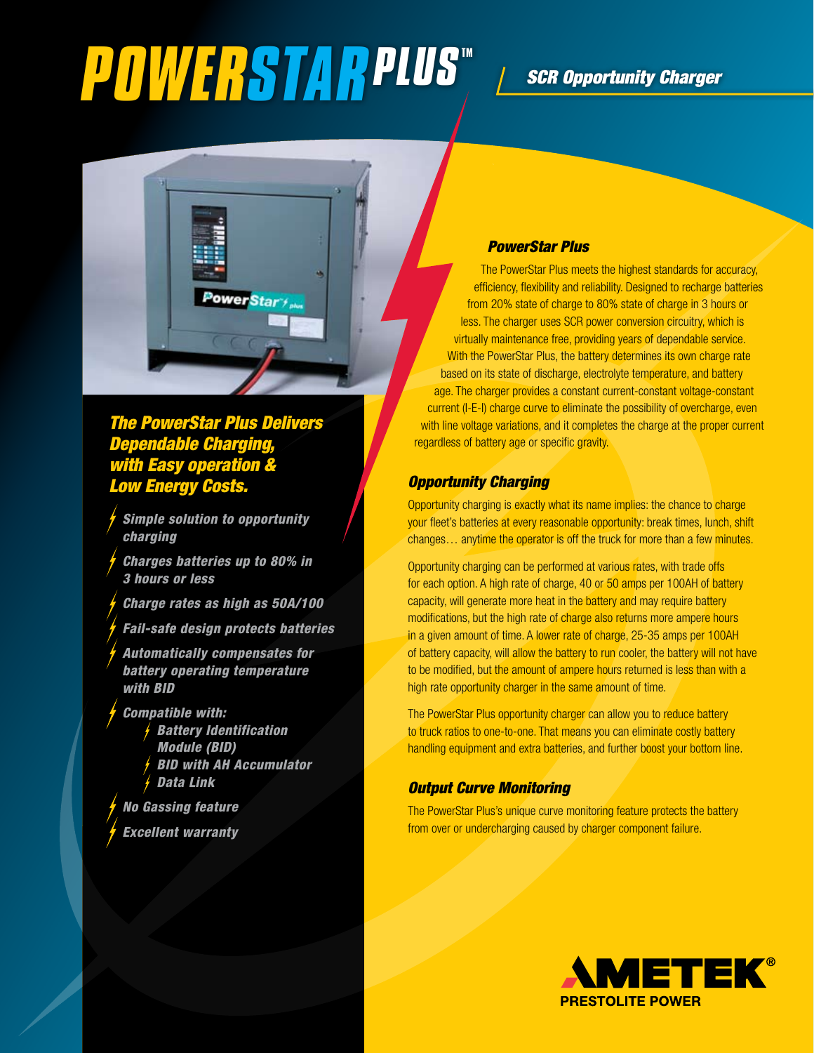# POWERSTAR PLUS™

## SCR Opportunity Charger

### The PowerStar Plus Delivers Dependable Charging, with Easy operation & Low Energy Costs.

- *Simple solution to opportunity charging*
- *Charges batteries up to 80% in 3 hours or less*
- *Charge rates as high as 50A/100*
- *Fail-safe design protects batteries*
- *Automatically compensates for battery operating temperature with BID*
- *Compatible with:*
  - *Battery Identification Module (BID)*
  - *BID with AH Accumulator*
  - *Data Link*
- *No Gassing feature*
- *Excellent warranty*

### PowerStar Plus

The PowerStar Plus meets the highest standards for accuracy, efficiency, flexibility and reliability. Designed to recharge batteries from 20% state of charge to 80% state of charge in 3 hours or less. The charger uses SCR power conversion circuitry, which is virtually maintenance free, providing years of dependable service. With the PowerStar Plus, the battery determines its own charge rate based on its state of discharge, electrolyte temperature, and battery age. The charger provides a constant current-constant voltage-constant current (I-E-I) charge curve to eliminate the possibility of overcharge, even with line voltage variations, and it completes the charge at the proper current regardless of battery age or specific gravity.

### Opportunity Charging

Opportunity charging is exactly what its name implies: the chance to charge your fleet's batteries at every reasonable opportunity: break times, lunch, shift changes… anytime the operator is off the truck for more than a few minutes.

Opportunity charging can be performed at various rates, with trade offs for each option. A high rate of charge, 40 or 50 amps per 100AH of battery capacity, will generate more heat in the battery and may require battery modifications, but the high rate of charge also returns more ampere hours in a given amount of time. A lower rate of charge, 25-35 amps per 100AH of battery capacity, will allow the battery to run cooler, the battery will not have to be modified, but the amount of ampere hours returned is less than with a high rate opportunity charger in the same amount of time.

The PowerStar Plus opportunity charger can allow you to reduce battery to truck ratios to one-to-one. That means you can eliminate costly battery handling equipment and extra batteries, and further boost your bottom line.

### Output Curve Monitoring

The PowerStar Plus's unique curve monitoring feature protects the battery from over or undercharging caused by charger component failure.

AMETEK®
PRESTOLITE POWER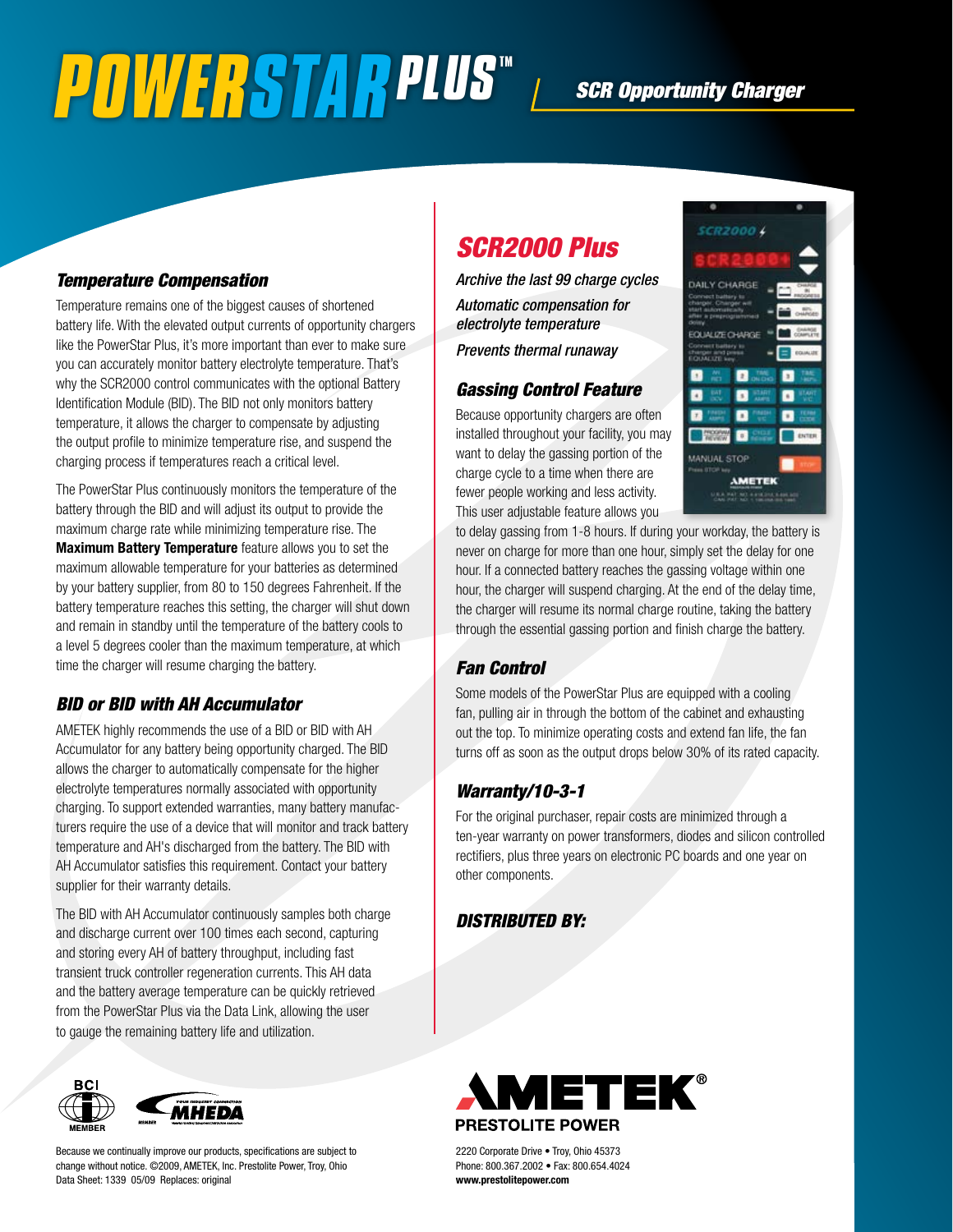# POWERSTAR PLUS™

## SCR Opportunity Charger

### *Temperature Compensation*

Temperature remains one of the biggest causes of shortened battery life. With the elevated output currents of opportunity chargers like the PowerStar Plus, it's more important than ever to make sure you can accurately monitor battery electrolyte temperature. That's why the SCR2000 control communicates with the optional Battery Identification Module (BID). The BID not only monitors battery temperature, it allows the charger to compensate by adjusting the output profile to minimize temperature rise, and suspend the charging process if temperatures reach a critical level.

The PowerStar Plus continuously monitors the temperature of the battery through the BID and will adjust its output to provide the maximum charge rate while minimizing temperature rise. The **Maximum Battery Temperature** feature allows you to set the maximum allowable temperature for your batteries as determined by your battery supplier, from 80 to 150 degrees Fahrenheit. If the battery temperature reaches this setting, the charger will shut down and remain in standby until the temperature of the battery cools to a level 5 degrees cooler than the maximum temperature, at which time the charger will resume charging the battery.

### *BID or BID with AH Accumulator*

AMETEK highly recommends the use of a BID or BID with AH Accumulator for any battery being opportunity charged. The BID allows the charger to automatically compensate for the higher electrolyte temperatures normally associated with opportunity charging. To support extended warranties, many battery manufacturers require the use of a device that will monitor and track battery temperature and AH's discharged from the battery. The BID with AH Accumulator satisfies this requirement. Contact your battery supplier for their warranty details.

The BID with AH Accumulator continuously samples both charge and discharge current over 100 times each second, capturing and storing every AH of battery throughput, including fast transient truck controller regeneration currents. This AH data and the battery average temperature can be quickly retrieved from the PowerStar Plus via the Data Link, allowing the user to gauge the remaining battery life and utilization.

## *SCR2000 Plus*

*Archive the last 99 charge cycles*

*Automatic compensation for electrolyte temperature*

*Prevents thermal runaway*

### *Gassing Control Feature*

Because opportunity chargers are often installed throughout your facility, you may want to delay the gassing portion of the charge cycle to a time when there are fewer people working and less activity. This user adjustable feature allows you to delay gassing from 1-8 hours. If during your workday, the battery is never on charge for more than one hour, simply set the delay for one hour. If a connected battery reaches the gassing voltage within one hour, the charger will suspend charging. At the end of the delay time, the charger will resume its normal charge routine, taking the battery through the essential gassing portion and finish charge the battery.

### *Fan Control*

Some models of the PowerStar Plus are equipped with a cooling fan, pulling air in through the bottom of the cabinet and exhausting out the top. To minimize operating costs and extend fan life, the fan turns off as soon as the output drops below 30% of its rated capacity.

### *Warranty/10-3-1*

For the original purchaser, repair costs are minimized through a ten-year warranty on power transformers, diodes and silicon controlled rectifiers, plus three years on electronic PC boards and one year on other components.

### *DISTRIBUTED BY:*

BCI MEMBER

MHEDA MEMBER

Because we continually improve our products, specifications are subject to change without notice. ©2009, AMETEK, Inc. Prestolite Power, Troy, Ohio
Data Sheet: 1339 05/09 Replaces: original

**AMETEK® PRESTOLITE POWER**

2220 Corporate Drive • Troy, Ohio 45373
Phone: 800.367.2002 • Fax: 800.654.4024
**www.prestolitepower.com**